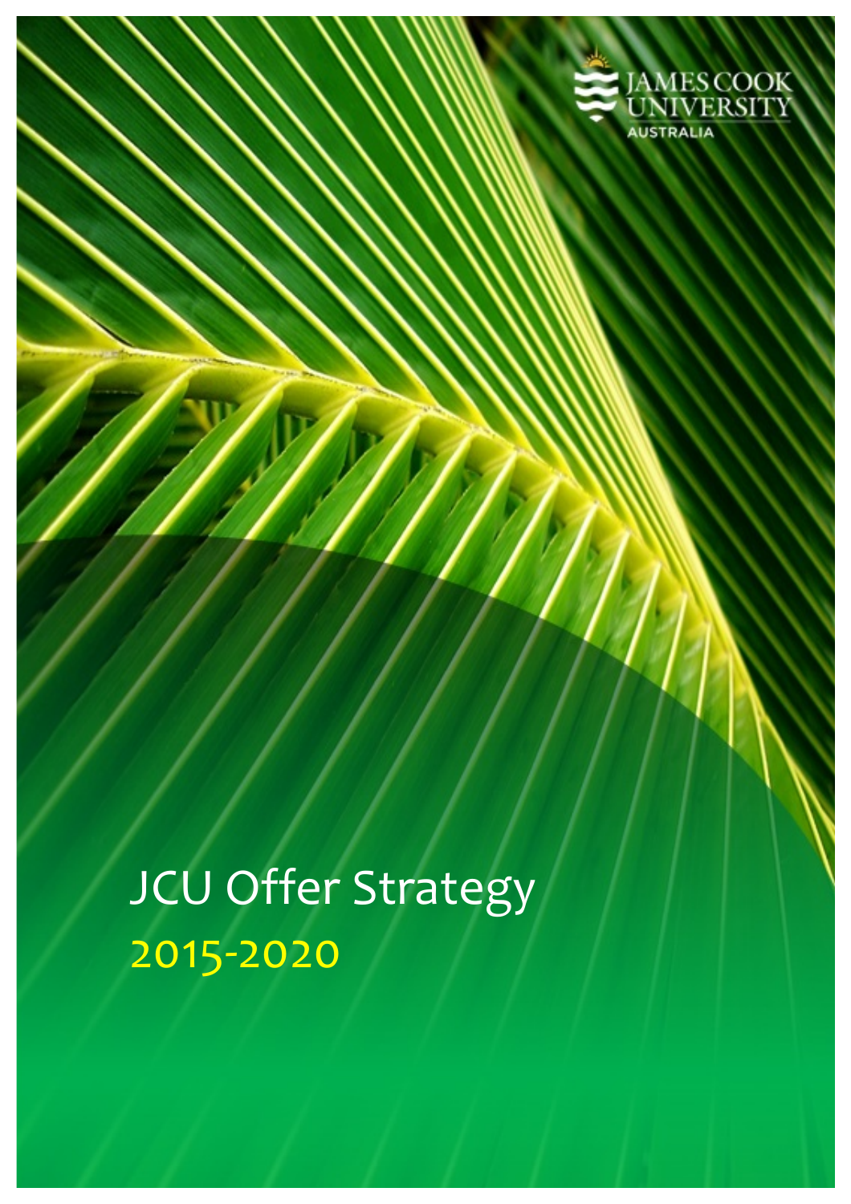JAMES COOK UNIVERSITY
AUSTRALIA

# JCU Offer Strategy

## 2015-2020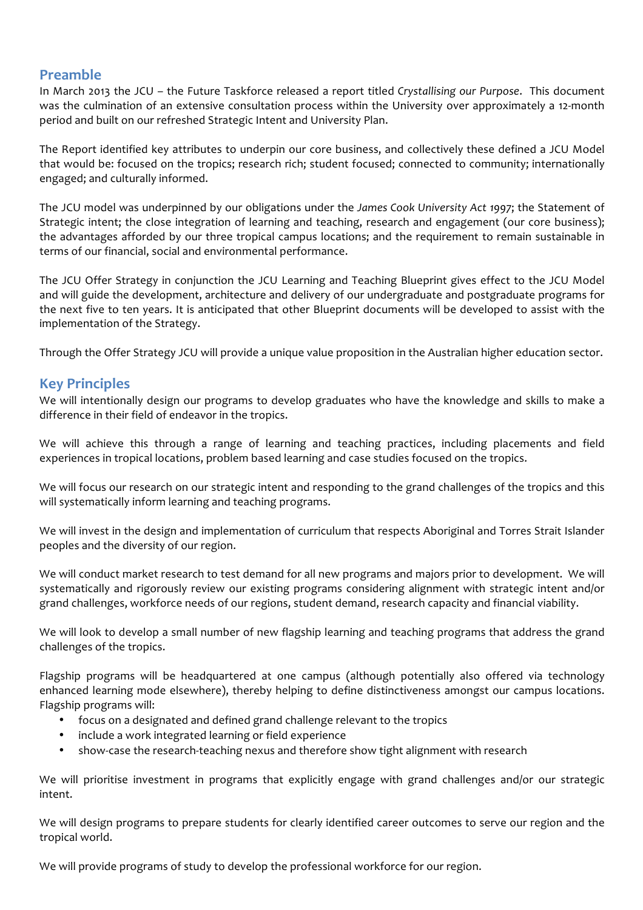## Preamble

In March 2013 the JCU – the Future Taskforce released a report titled *Crystallising our Purpose*. This document was the culmination of an extensive consultation process within the University over approximately a 12-month period and built on our refreshed Strategic Intent and University Plan.

The Report identified key attributes to underpin our core business, and collectively these defined a JCU Model that would be: focused on the tropics; research rich; student focused; connected to community; internationally engaged; and culturally informed.

The JCU model was underpinned by our obligations under the *James Cook University Act 1997*; the Statement of Strategic intent; the close integration of learning and teaching, research and engagement (our core business); the advantages afforded by our three tropical campus locations; and the requirement to remain sustainable in terms of our financial, social and environmental performance.

The JCU Offer Strategy in conjunction the JCU Learning and Teaching Blueprint gives effect to the JCU Model and will guide the development, architecture and delivery of our undergraduate and postgraduate programs for the next five to ten years. It is anticipated that other Blueprint documents will be developed to assist with the implementation of the Strategy.

Through the Offer Strategy JCU will provide a unique value proposition in the Australian higher education sector.

## Key Principles

We will intentionally design our programs to develop graduates who have the knowledge and skills to make a difference in their field of endeavor in the tropics.

We will achieve this through a range of learning and teaching practices, including placements and field experiences in tropical locations, problem based learning and case studies focused on the tropics.

We will focus our research on our strategic intent and responding to the grand challenges of the tropics and this will systematically inform learning and teaching programs.

We will invest in the design and implementation of curriculum that respects Aboriginal and Torres Strait Islander peoples and the diversity of our region.

We will conduct market research to test demand for all new programs and majors prior to development. We will systematically and rigorously review our existing programs considering alignment with strategic intent and/or grand challenges, workforce needs of our regions, student demand, research capacity and financial viability.

We will look to develop a small number of new flagship learning and teaching programs that address the grand challenges of the tropics.

Flagship programs will be headquartered at one campus (although potentially also offered via technology enhanced learning mode elsewhere), thereby helping to define distinctiveness amongst our campus locations. Flagship programs will:

- focus on a designated and defined grand challenge relevant to the tropics
- include a work integrated learning or field experience
- show-case the research-teaching nexus and therefore show tight alignment with research

We will prioritise investment in programs that explicitly engage with grand challenges and/or our strategic intent.

We will design programs to prepare students for clearly identified career outcomes to serve our region and the tropical world.

We will provide programs of study to develop the professional workforce for our region.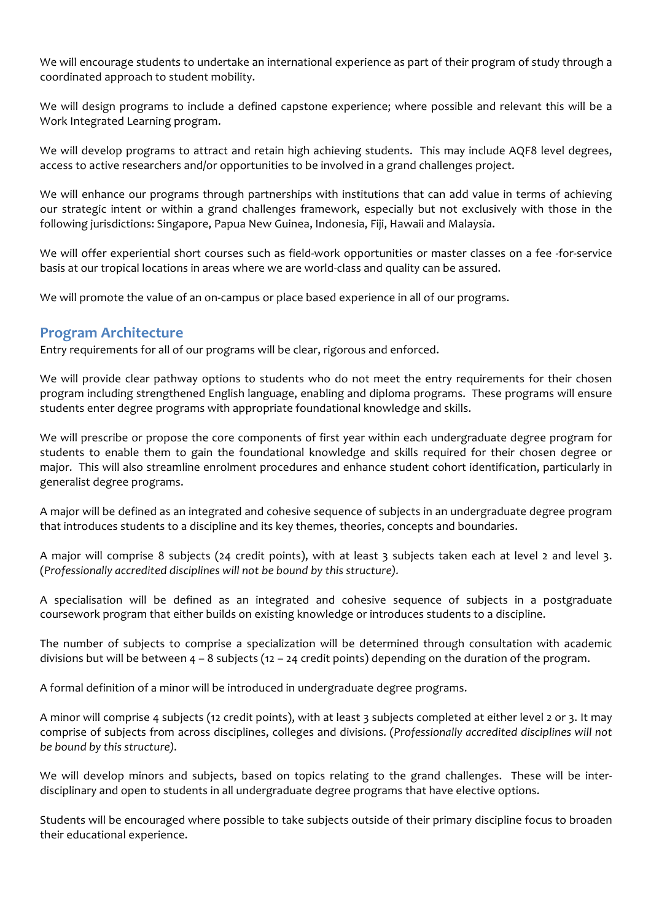We will encourage students to undertake an international experience as part of their program of study through a coordinated approach to student mobility.

We will design programs to include a defined capstone experience; where possible and relevant this will be a Work Integrated Learning program.

We will develop programs to attract and retain high achieving students. This may include AQF8 level degrees, access to active researchers and/or opportunities to be involved in a grand challenges project.

We will enhance our programs through partnerships with institutions that can add value in terms of achieving our strategic intent or within a grand challenges framework, especially but not exclusively with those in the following jurisdictions: Singapore, Papua New Guinea, Indonesia, Fiji, Hawaii and Malaysia.

We will offer experiential short courses such as field-work opportunities or master classes on a fee -for-service basis at our tropical locations in areas where we are world-class and quality can be assured.

We will promote the value of an on-campus or place based experience in all of our programs.

## Program Architecture

Entry requirements for all of our programs will be clear, rigorous and enforced.

We will provide clear pathway options to students who do not meet the entry requirements for their chosen program including strengthened English language, enabling and diploma programs. These programs will ensure students enter degree programs with appropriate foundational knowledge and skills.

We will prescribe or propose the core components of first year within each undergraduate degree program for students to enable them to gain the foundational knowledge and skills required for their chosen degree or major. This will also streamline enrolment procedures and enhance student cohort identification, particularly in generalist degree programs.

A major will be defined as an integrated and cohesive sequence of subjects in an undergraduate degree program that introduces students to a discipline and its key themes, theories, concepts and boundaries.

A major will comprise 8 subjects (24 credit points), with at least 3 subjects taken each at level 2 and level 3. (*Professionally accredited disciplines will not be bound by this structure).*

A specialisation will be defined as an integrated and cohesive sequence of subjects in a postgraduate coursework program that either builds on existing knowledge or introduces students to a discipline.

The number of subjects to comprise a specialization will be determined through consultation with academic divisions but will be between 4 – 8 subjects (12 – 24 credit points) depending on the duration of the program.

A formal definition of a minor will be introduced in undergraduate degree programs.

A minor will comprise 4 subjects (12 credit points), with at least 3 subjects completed at either level 2 or 3. It may comprise of subjects from across disciplines, colleges and divisions. (*Professionally accredited disciplines will not be bound by this structure).*

We will develop minors and subjects, based on topics relating to the grand challenges. These will be inter-disciplinary and open to students in all undergraduate degree programs that have elective options.

Students will be encouraged where possible to take subjects outside of their primary discipline focus to broaden their educational experience.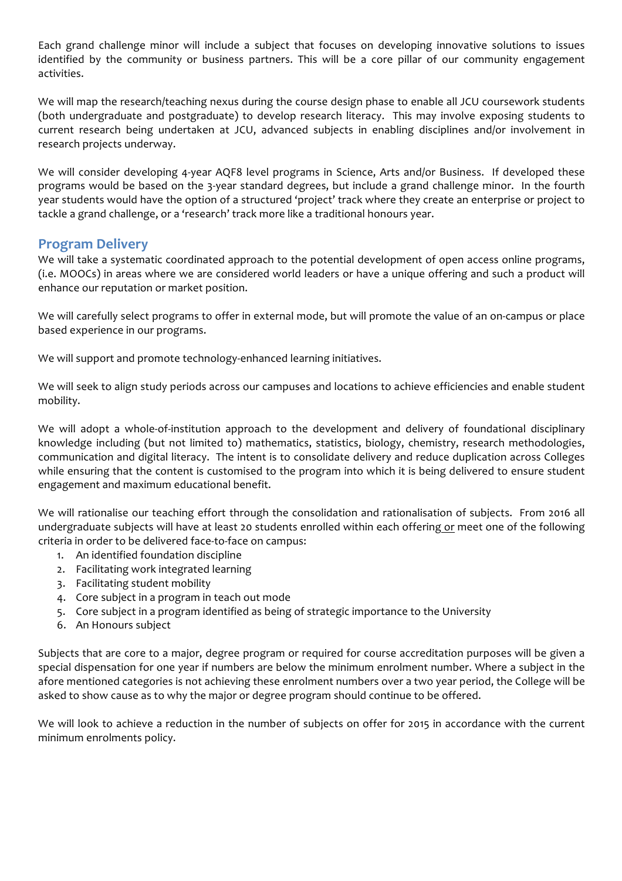Each grand challenge minor will include a subject that focuses on developing innovative solutions to issues identified by the community or business partners. This will be a core pillar of our community engagement activities.

We will map the research/teaching nexus during the course design phase to enable all JCU coursework students (both undergraduate and postgraduate) to develop research literacy. This may involve exposing students to current research being undertaken at JCU, advanced subjects in enabling disciplines and/or involvement in research projects underway.

We will consider developing 4-year AQF8 level programs in Science, Arts and/or Business. If developed these programs would be based on the 3-year standard degrees, but include a grand challenge minor. In the fourth year students would have the option of a structured 'project' track where they create an enterprise or project to tackle a grand challenge, or a 'research' track more like a traditional honours year.

## Program Delivery

We will take a systematic coordinated approach to the potential development of open access online programs, (i.e. MOOCs) in areas where we are considered world leaders or have a unique offering and such a product will enhance our reputation or market position.

We will carefully select programs to offer in external mode, but will promote the value of an on-campus or place based experience in our programs.

We will support and promote technology-enhanced learning initiatives.

We will seek to align study periods across our campuses and locations to achieve efficiencies and enable student mobility.

We will adopt a whole-of-institution approach to the development and delivery of foundational disciplinary knowledge including (but not limited to) mathematics, statistics, biology, chemistry, research methodologies, communication and digital literacy. The intent is to consolidate delivery and reduce duplication across Colleges while ensuring that the content is customised to the program into which it is being delivered to ensure student engagement and maximum educational benefit.

We will rationalise our teaching effort through the consolidation and rationalisation of subjects. From 2016 all undergraduate subjects will have at least 20 students enrolled within each offering or meet one of the following criteria in order to be delivered face-to-face on campus:

1. An identified foundation discipline
2. Facilitating work integrated learning
3. Facilitating student mobility
4. Core subject in a program in teach out mode
5. Core subject in a program identified as being of strategic importance to the University
6. An Honours subject

Subjects that are core to a major, degree program or required for course accreditation purposes will be given a special dispensation for one year if numbers are below the minimum enrolment number. Where a subject in the afore mentioned categories is not achieving these enrolment numbers over a two year period, the College will be asked to show cause as to why the major or degree program should continue to be offered.

We will look to achieve a reduction in the number of subjects on offer for 2015 in accordance with the current minimum enrolments policy.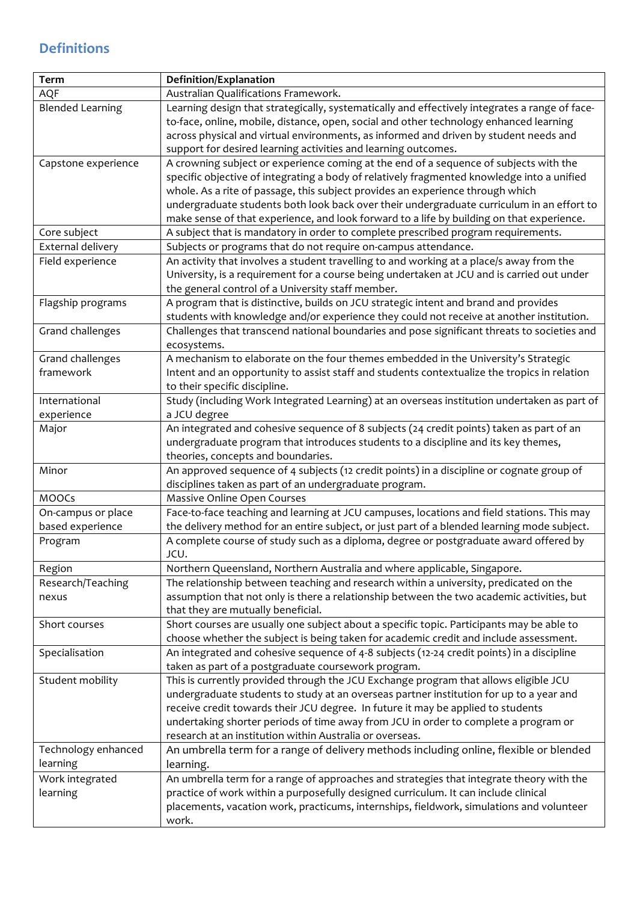## Definitions

| Term | Definition/Explanation |
|---|---|
| AQF | Australian Qualifications Framework. |
| Blended Learning | Learning design that strategically, systematically and effectively integrates a range of face-to-face, online, mobile, distance, open, social and other technology enhanced learning across physical and virtual environments, as informed and driven by student needs and support for desired learning activities and learning outcomes. |
| Capstone experience | A crowning subject or experience coming at the end of a sequence of subjects with the specific objective of integrating a body of relatively fragmented knowledge into a unified whole. As a rite of passage, this subject provides an experience through which undergraduate students both look back over their undergraduate curriculum in an effort to make sense of that experience, and look forward to a life by building on that experience. |
| Core subject | A subject that is mandatory in order to complete prescribed program requirements. |
| External delivery | Subjects or programs that do not require on-campus attendance. |
| Field experience | An activity that involves a student travelling to and working at a place/s away from the University, is a requirement for a course being undertaken at JCU and is carried out under the general control of a University staff member. |
| Flagship programs | A program that is distinctive, builds on JCU strategic intent and brand and provides students with knowledge and/or experience they could not receive at another institution. |
| Grand challenges | Challenges that transcend national boundaries and pose significant threats to societies and ecosystems. |
| Grand challenges framework | A mechanism to elaborate on the four themes embedded in the University's Strategic Intent and an opportunity to assist staff and students contextualize the tropics in relation to their specific discipline. |
| International experience | Study (including Work Integrated Learning) at an overseas institution undertaken as part of a JCU degree |
| Major | An integrated and cohesive sequence of 8 subjects (24 credit points) taken as part of an undergraduate program that introduces students to a discipline and its key themes, theories, concepts and boundaries. |
| Minor | An approved sequence of 4 subjects (12 credit points) in a discipline or cognate group of disciplines taken as part of an undergraduate program. |
| MOOCs | Massive Online Open Courses |
| On-campus or place based experience | Face-to-face teaching and learning at JCU campuses, locations and field stations. This may the delivery method for an entire subject, or just part of a blended learning mode subject. |
| Program | A complete course of study such as a diploma, degree or postgraduate award offered by JCU. |
| Region | Northern Queensland, Northern Australia and where applicable, Singapore. |
| Research/Teaching nexus | The relationship between teaching and research within a university, predicated on the assumption that not only is there a relationship between the two academic activities, but that they are mutually beneficial. |
| Short courses | Short courses are usually one subject about a specific topic. Participants may be able to choose whether the subject is being taken for academic credit and include assessment. |
| Specialisation | An integrated and cohesive sequence of 4-8 subjects (12-24 credit points) in a discipline taken as part of a postgraduate coursework program. |
| Student mobility | This is currently provided through the JCU Exchange program that allows eligible JCU undergraduate students to study at an overseas partner institution for up to a year and receive credit towards their JCU degree. In future it may be applied to students undertaking shorter periods of time away from JCU in order to complete a program or research at an institution within Australia or overseas. |
| Technology enhanced learning | An umbrella term for a range of delivery methods including online, flexible or blended learning. |
| Work integrated learning | An umbrella term for a range of approaches and strategies that integrate theory with the practice of work within a purposefully designed curriculum. It can include clinical placements, vacation work, practicums, internships, fieldwork, simulations and volunteer work. |